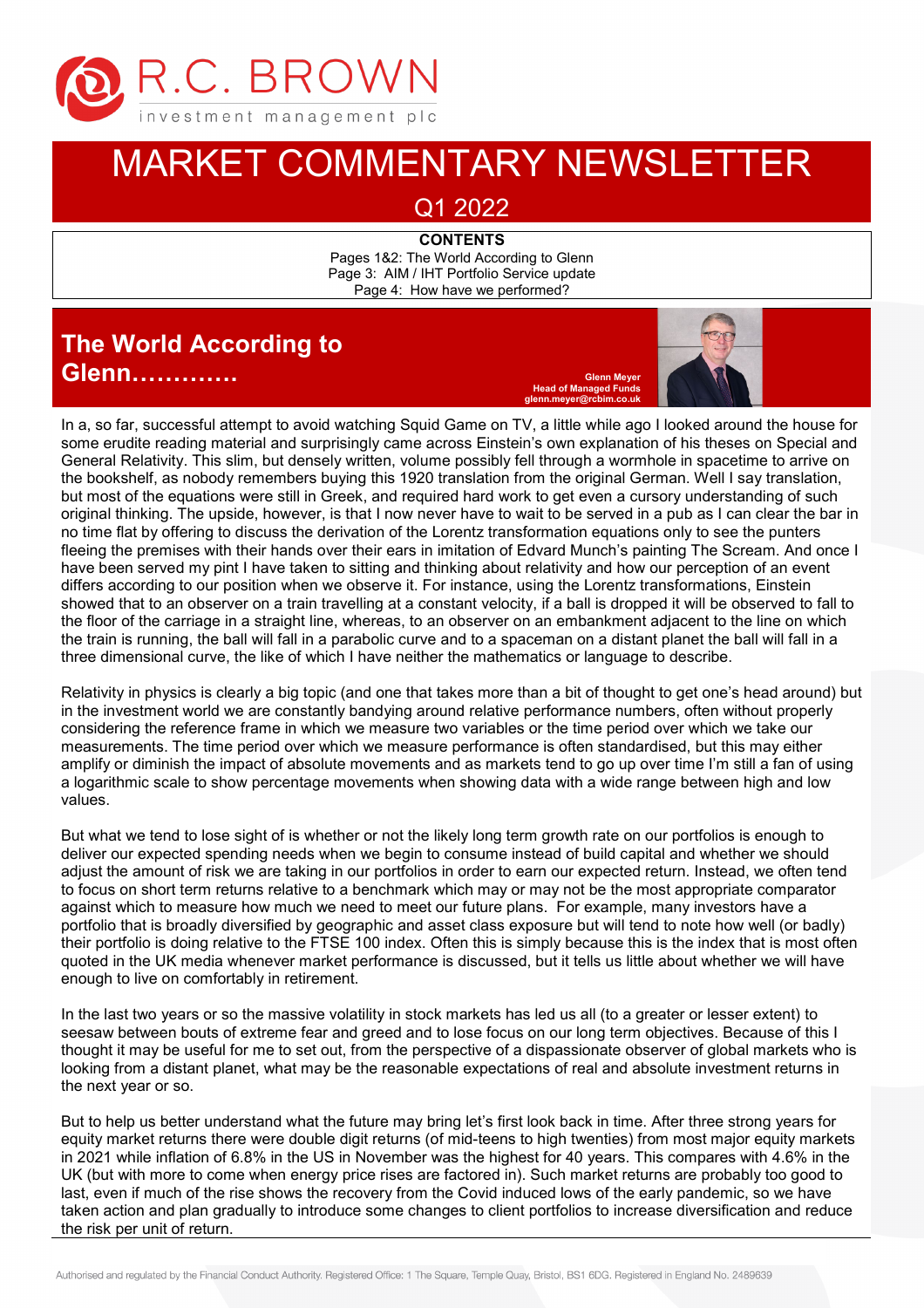R.C. BROWN investment management plc

# MARKET COMMENTARY NEWSLETTER

## Q1 2022

**CONTENTS**

Pages 1&2: The World According to Glenn
Page 3: AIM / IHT Portfolio Service update
Page 4: How have we performed?

## The World According to Glenn………….

**Glenn Meyer**
**Head of Managed Funds**
**glenn.meyer@rcbim.co.uk**

In a, so far, successful attempt to avoid watching Squid Game on TV, a little while ago I looked around the house for some erudite reading material and surprisingly came across Einstein's own explanation of his theses on Special and General Relativity. This slim, but densely written, volume possibly fell through a wormhole in spacetime to arrive on the bookshelf, as nobody remembers buying this 1920 translation from the original German. Well I say translation, but most of the equations were still in Greek, and required hard work to get even a cursory understanding of such original thinking. The upside, however, is that I now never have to wait to be served in a pub as I can clear the bar in no time flat by offering to discuss the derivation of the Lorentz transformation equations only to see the punters fleeing the premises with their hands over their ears in imitation of Edvard Munch's painting The Scream. And once I have been served my pint I have taken to sitting and thinking about relativity and how our perception of an event differs according to our position when we observe it. For instance, using the Lorentz transformations, Einstein showed that to an observer on a train travelling at a constant velocity, if a ball is dropped it will be observed to fall to the floor of the carriage in a straight line, whereas, to an observer on an embankment adjacent to the line on which the train is running, the ball will fall in a parabolic curve and to a spaceman on a distant planet the ball will fall in a three dimensional curve, the like of which I have neither the mathematics or language to describe.

Relativity in physics is clearly a big topic (and one that takes more than a bit of thought to get one's head around) but in the investment world we are constantly bandying around relative performance numbers, often without properly considering the reference frame in which we measure two variables or the time period over which we take our measurements. The time period over which we measure performance is often standardised, but this may either amplify or diminish the impact of absolute movements and as markets tend to go up over time I'm still a fan of using a logarithmic scale to show percentage movements when showing data with a wide range between high and low values.

But what we tend to lose sight of is whether or not the likely long term growth rate on our portfolios is enough to deliver our expected spending needs when we begin to consume instead of build capital and whether we should adjust the amount of risk we are taking in our portfolios in order to earn our expected return. Instead, we often tend to focus on short term returns relative to a benchmark which may or may not be the most appropriate comparator against which to measure how much we need to meet our future plans. For example, many investors have a portfolio that is broadly diversified by geographic and asset class exposure but will tend to note how well (or badly) their portfolio is doing relative to the FTSE 100 index. Often this is simply because this is the index that is most often quoted in the UK media whenever market performance is discussed, but it tells us little about whether we will have enough to live on comfortably in retirement.

In the last two years or so the massive volatility in stock markets has led us all (to a greater or lesser extent) to seesaw between bouts of extreme fear and greed and to lose focus on our long term objectives. Because of this I thought it may be useful for me to set out, from the perspective of a dispassionate observer of global markets who is looking from a distant planet, what may be the reasonable expectations of real and absolute investment returns in the next year or so.

But to help us better understand what the future may bring let's first look back in time. After three strong years for equity market returns there were double digit returns (of mid-teens to high twenties) from most major equity markets in 2021 while inflation of 6.8% in the US in November was the highest for 40 years. This compares with 4.6% in the UK (but with more to come when energy price rises are factored in). Such market returns are probably too good to last, even if much of the rise shows the recovery from the Covid induced lows of the early pandemic, so we have taken action and plan gradually to introduce some changes to client portfolios to increase diversification and reduce the risk per unit of return.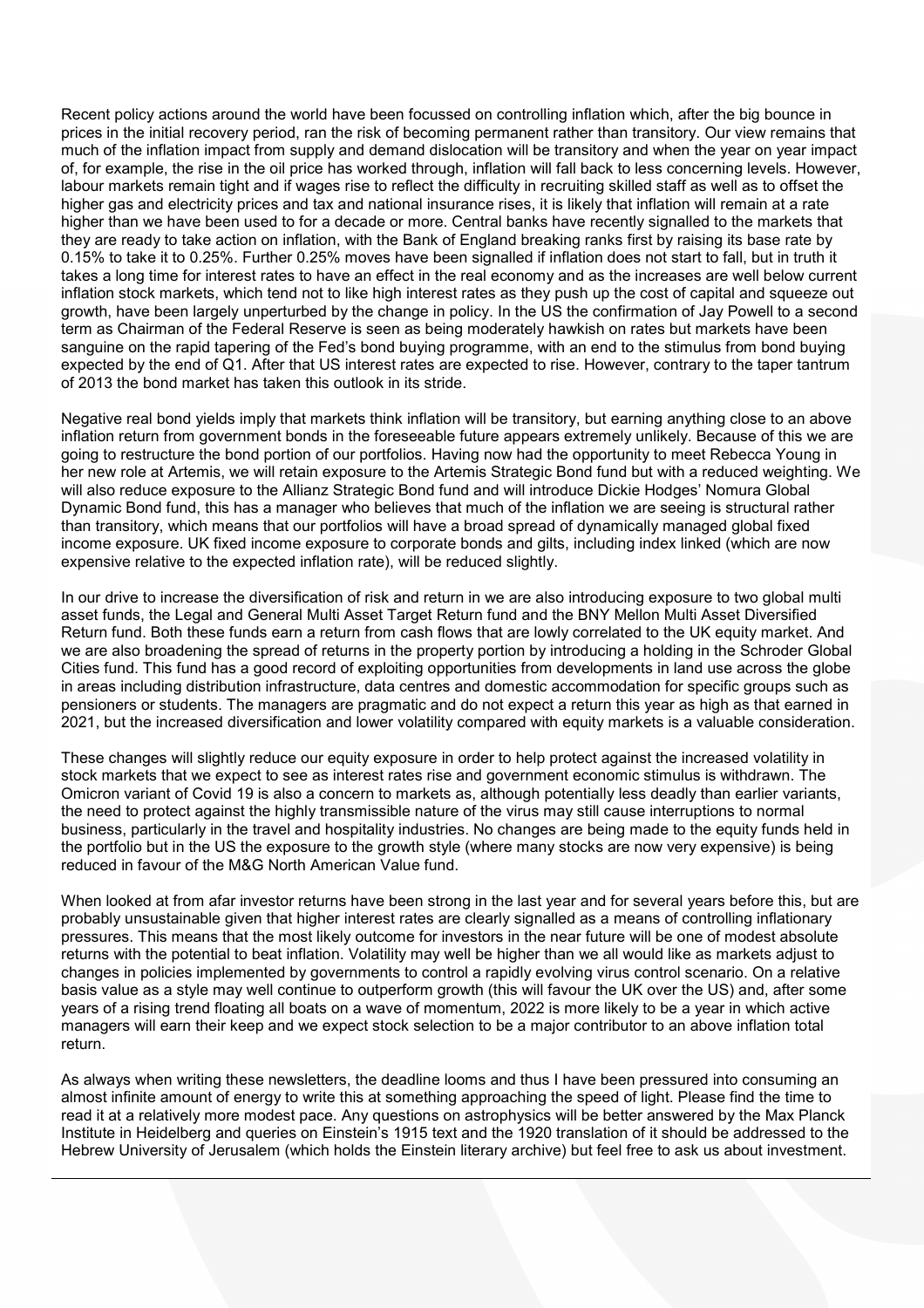Recent policy actions around the world have been focussed on controlling inflation which, after the big bounce in prices in the initial recovery period, ran the risk of becoming permanent rather than transitory. Our view remains that much of the inflation impact from supply and demand dislocation will be transitory and when the year on year impact of, for example, the rise in the oil price has worked through, inflation will fall back to less concerning levels. However, labour markets remain tight and if wages rise to reflect the difficulty in recruiting skilled staff as well as to offset the higher gas and electricity prices and tax and national insurance rises, it is likely that inflation will remain at a rate higher than we have been used to for a decade or more. Central banks have recently signalled to the markets that they are ready to take action on inflation, with the Bank of England breaking ranks first by raising its base rate by 0.15% to take it to 0.25%. Further 0.25% moves have been signalled if inflation does not start to fall, but in truth it takes a long time for interest rates to have an effect in the real economy and as the increases are well below current inflation stock markets, which tend not to like high interest rates as they push up the cost of capital and squeeze out growth, have been largely unperturbed by the change in policy. In the US the confirmation of Jay Powell to a second term as Chairman of the Federal Reserve is seen as being moderately hawkish on rates but markets have been sanguine on the rapid tapering of the Fed's bond buying programme, with an end to the stimulus from bond buying expected by the end of Q1. After that US interest rates are expected to rise. However, contrary to the taper tantrum of 2013 the bond market has taken this outlook in its stride.

Negative real bond yields imply that markets think inflation will be transitory, but earning anything close to an above inflation return from government bonds in the foreseeable future appears extremely unlikely. Because of this we are going to restructure the bond portion of our portfolios. Having now had the opportunity to meet Rebecca Young in her new role at Artemis, we will retain exposure to the Artemis Strategic Bond fund but with a reduced weighting. We will also reduce exposure to the Allianz Strategic Bond fund and will introduce Dickie Hodges' Nomura Global Dynamic Bond fund, this has a manager who believes that much of the inflation we are seeing is structural rather than transitory, which means that our portfolios will have a broad spread of dynamically managed global fixed income exposure. UK fixed income exposure to corporate bonds and gilts, including index linked (which are now expensive relative to the expected inflation rate), will be reduced slightly.

In our drive to increase the diversification of risk and return in we are also introducing exposure to two global multi asset funds, the Legal and General Multi Asset Target Return fund and the BNY Mellon Multi Asset Diversified Return fund. Both these funds earn a return from cash flows that are lowly correlated to the UK equity market. And we are also broadening the spread of returns in the property portion by introducing a holding in the Schroder Global Cities fund. This fund has a good record of exploiting opportunities from developments in land use across the globe in areas including distribution infrastructure, data centres and domestic accommodation for specific groups such as pensioners or students. The managers are pragmatic and do not expect a return this year as high as that earned in 2021, but the increased diversification and lower volatility compared with equity markets is a valuable consideration.

These changes will slightly reduce our equity exposure in order to help protect against the increased volatility in stock markets that we expect to see as interest rates rise and government economic stimulus is withdrawn. The Omicron variant of Covid 19 is also a concern to markets as, although potentially less deadly than earlier variants, the need to protect against the highly transmissible nature of the virus may still cause interruptions to normal business, particularly in the travel and hospitality industries. No changes are being made to the equity funds held in the portfolio but in the US the exposure to the growth style (where many stocks are now very expensive) is being reduced in favour of the M&G North American Value fund.

When looked at from afar investor returns have been strong in the last year and for several years before this, but are probably unsustainable given that higher interest rates are clearly signalled as a means of controlling inflationary pressures. This means that the most likely outcome for investors in the near future will be one of modest absolute returns with the potential to beat inflation. Volatility may well be higher than we all would like as markets adjust to changes in policies implemented by governments to control a rapidly evolving virus control scenario. On a relative basis value as a style may well continue to outperform growth (this will favour the UK over the US) and, after some years of a rising trend floating all boats on a wave of momentum, 2022 is more likely to be a year in which active managers will earn their keep and we expect stock selection to be a major contributor to an above inflation total return.

As always when writing these newsletters, the deadline looms and thus I have been pressured into consuming an almost infinite amount of energy to write this at something approaching the speed of light. Please find the time to read it at a relatively more modest pace. Any questions on astrophysics will be better answered by the Max Planck Institute in Heidelberg and queries on Einstein's 1915 text and the 1920 translation of it should be addressed to the Hebrew University of Jerusalem (which holds the Einstein literary archive) but feel free to ask us about investment.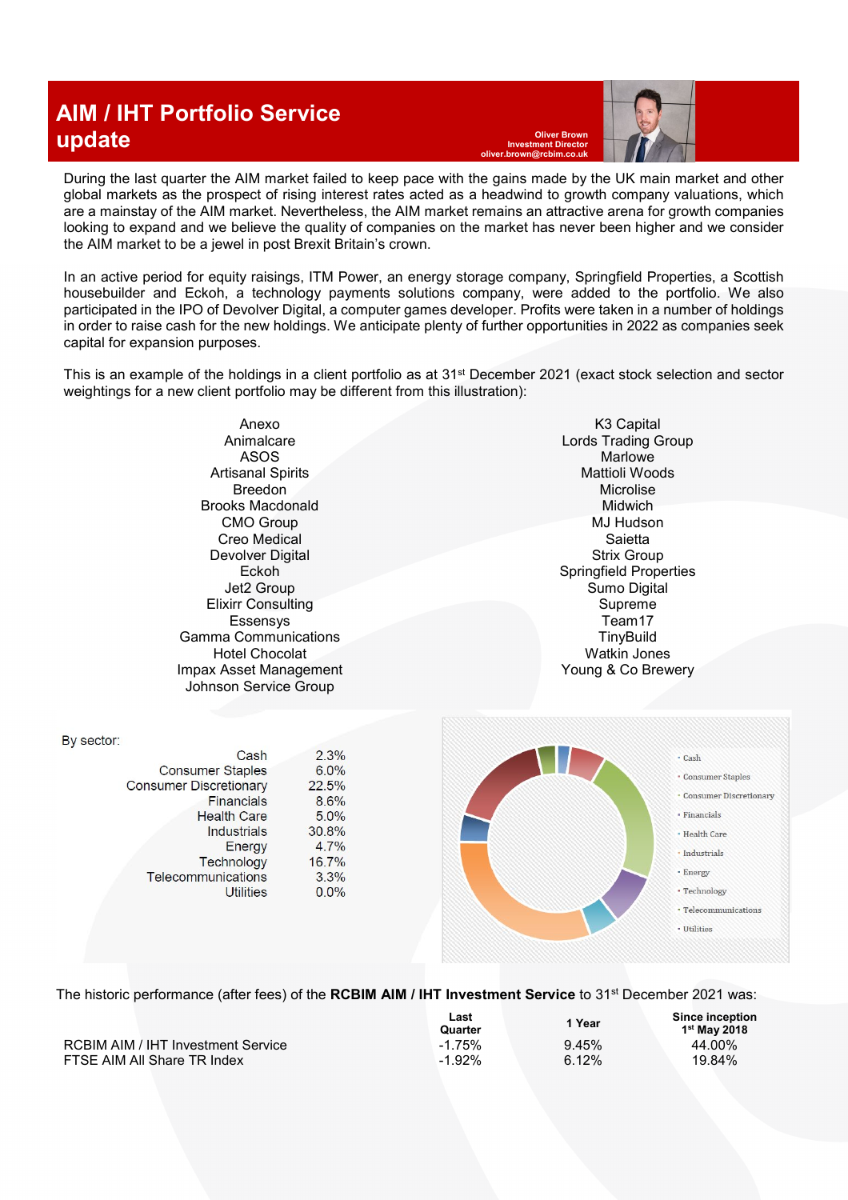# AIM / IHT Portfolio Service update

**Oliver Brown**
**Investment Director**
**oliver.brown@rcbim.co.uk**

During the last quarter the AIM market failed to keep pace with the gains made by the UK main market and other global markets as the prospect of rising interest rates acted as a headwind to growth company valuations, which are a mainstay of the AIM market. Nevertheless, the AIM market remains an attractive arena for growth companies looking to expand and we believe the quality of companies on the market has never been higher and we consider the AIM market to be a jewel in post Brexit Britain's crown.

In an active period for equity raisings, ITM Power, an energy storage company, Springfield Properties, a Scottish housebuilder and Eckoh, a technology payments solutions company, were added to the portfolio. We also participated in the IPO of Devolver Digital, a computer games developer. Profits were taken in a number of holdings in order to raise cash for the new holdings. We anticipate plenty of further opportunities in 2022 as companies seek capital for expansion purposes.

This is an example of the holdings in a client portfolio as at 31st December 2021 (exact stock selection and sector weightings for a new client portfolio may be different from this illustration):

Anexo
Animalcare
ASOS
Artisanal Spirits
Breedon
Brooks Macdonald
CMO Group
Creo Medical
Devolver Digital
Eckoh
Jet2 Group
Elixirr Consulting
Essensys
Gamma Communications
Hotel Chocolat
Impax Asset Management
Johnson Service Group
K3 Capital
Lords Trading Group
Marlowe
Mattioli Woods
Microlise
Midwich
MJ Hudson
Saietta
Strix Group
Springfield Properties
Sumo Digital
Supreme
Team17
TinyBuild
Watkin Jones
Young & Co Brewery

By sector:

| Sector | Weighting |
|---|---|
| Cash | 2.3% |
| Consumer Staples | 6.0% |
| Consumer Discretionary | 22.5% |
| Financials | 8.6% |
| Health Care | 5.0% |
| Industrials | 30.8% |
| Energy | 4.7% |
| Technology | 16.7% |
| Telecommunications | 3.3% |
| Utilities | 0.0% |

The historic performance (after fees) of the **RCBIM AIM / IHT Investment Service** to 31st December 2021 was:

| | Last Quarter | 1 Year | Since inception 1st May 2018 |
|---|---|---|---|
| RCBIM AIM / IHT Investment Service | -1.75% | 9.45% | 44.00% |
| FTSE AIM All Share TR Index | -1.92% | 6.12% | 19.84% |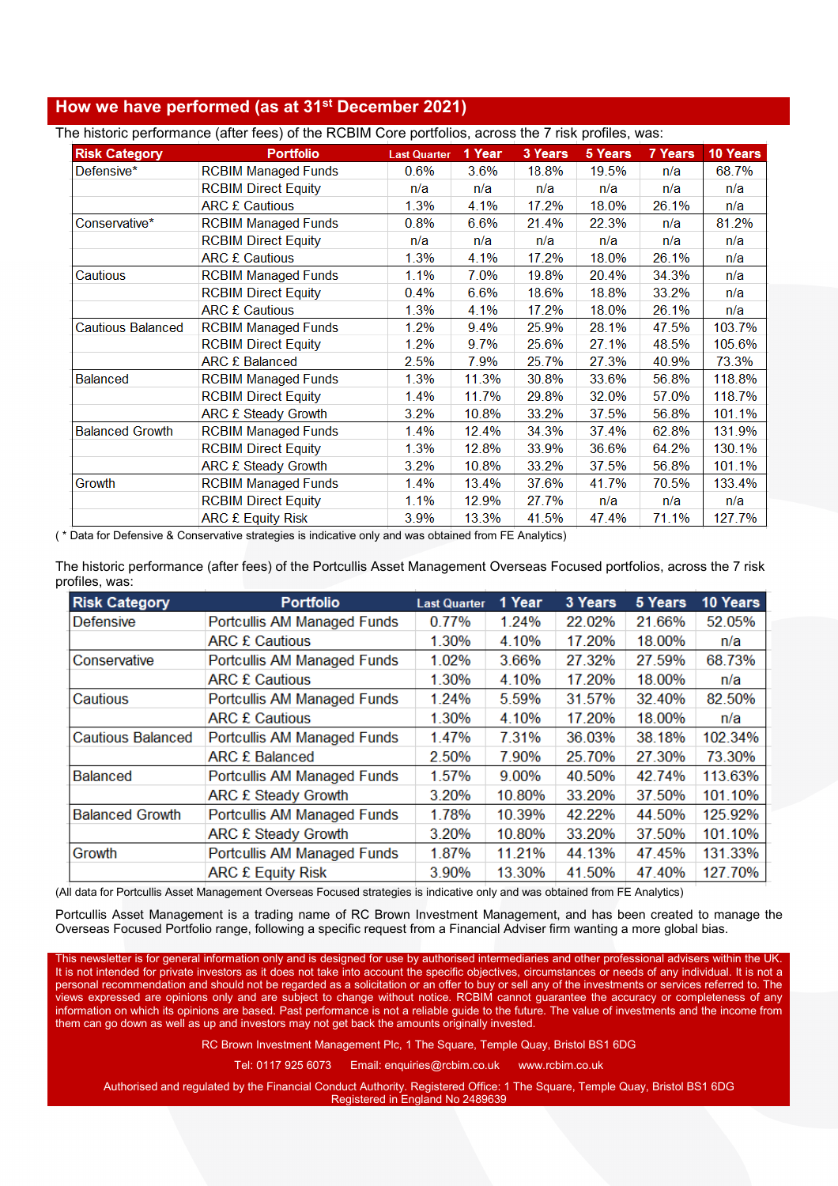## How we have performed (as at 31st December 2021)

The historic performance (after fees) of the RCBIM Core portfolios, across the 7 risk profiles, was:

| Risk Category | Portfolio | Last Quarter | 1 Year | 3 Years | 5 Years | 7 Years | 10 Years |
|---|---|---|---|---|---|---|---|
| Defensive* | RCBIM Managed Funds | 0.6% | 3.6% | 18.8% | 19.5% | n/a | 68.7% |
| | RCBIM Direct Equity | n/a | n/a | n/a | n/a | n/a | n/a |
| | ARC £ Cautious | 1.3% | 4.1% | 17.2% | 18.0% | 26.1% | n/a |
| Conservative* | RCBIM Managed Funds | 0.8% | 6.6% | 21.4% | 22.3% | n/a | 81.2% |
| | RCBIM Direct Equity | n/a | n/a | n/a | n/a | n/a | n/a |
| | ARC £ Cautious | 1.3% | 4.1% | 17.2% | 18.0% | 26.1% | n/a |
| Cautious | RCBIM Managed Funds | 1.1% | 7.0% | 19.8% | 20.4% | 34.3% | n/a |
| | RCBIM Direct Equity | 0.4% | 6.6% | 18.6% | 18.8% | 33.2% | n/a |
| | ARC £ Cautious | 1.3% | 4.1% | 17.2% | 18.0% | 26.1% | n/a |
| Cautious Balanced | RCBIM Managed Funds | 1.2% | 9.4% | 25.9% | 28.1% | 47.5% | 103.7% |
| | RCBIM Direct Equity | 1.2% | 9.7% | 25.6% | 27.1% | 48.5% | 105.6% |
| | ARC £ Balanced | 2.5% | 7.9% | 25.7% | 27.3% | 40.9% | 73.3% |
| Balanced | RCBIM Managed Funds | 1.3% | 11.3% | 30.8% | 33.6% | 56.8% | 118.8% |
| | RCBIM Direct Equity | 1.4% | 11.7% | 29.8% | 32.0% | 57.0% | 118.7% |
| | ARC £ Steady Growth | 3.2% | 10.8% | 33.2% | 37.5% | 56.8% | 101.1% |
| Balanced Growth | RCBIM Managed Funds | 1.4% | 12.4% | 34.3% | 37.4% | 62.8% | 131.9% |
| | RCBIM Direct Equity | 1.3% | 12.8% | 33.9% | 36.6% | 64.2% | 130.1% |
| | ARC £ Steady Growth | 3.2% | 10.8% | 33.2% | 37.5% | 56.8% | 101.1% |
| Growth | RCBIM Managed Funds | 1.4% | 13.4% | 37.6% | 41.7% | 70.5% | 133.4% |
| | RCBIM Direct Equity | 1.1% | 12.9% | 27.7% | n/a | n/a | n/a |
| | ARC £ Equity Risk | 3.9% | 13.3% | 41.5% | 47.4% | 71.1% | 127.7% |

( * Data for Defensive & Conservative strategies is indicative only and was obtained from FE Analytics)

The historic performance (after fees) of the Portcullis Asset Management Overseas Focused portfolios, across the 7 risk profiles, was:

| Risk Category | Portfolio | Last Quarter | 1 Year | 3 Years | 5 Years | 10 Years |
|---|---|---|---|---|---|---|
| Defensive | Portcullis AM Managed Funds | 0.77% | 1.24% | 22.02% | 21.66% | 52.05% |
| | ARC £ Cautious | 1.30% | 4.10% | 17.20% | 18.00% | n/a |
| Conservative | Portcullis AM Managed Funds | 1.02% | 3.66% | 27.32% | 27.59% | 68.73% |
| | ARC £ Cautious | 1.30% | 4.10% | 17.20% | 18.00% | n/a |
| Cautious | Portcullis AM Managed Funds | 1.24% | 5.59% | 31.57% | 32.40% | 82.50% |
| | ARC £ Cautious | 1.30% | 4.10% | 17.20% | 18.00% | n/a |
| Cautious Balanced | Portcullis AM Managed Funds | 1.47% | 7.31% | 36.03% | 38.18% | 102.34% |
| | ARC £ Balanced | 2.50% | 7.90% | 25.70% | 27.30% | 73.30% |
| Balanced | Portcullis AM Managed Funds | 1.57% | 9.00% | 40.50% | 42.74% | 113.63% |
| | ARC £ Steady Growth | 3.20% | 10.80% | 33.20% | 37.50% | 101.10% |
| Balanced Growth | Portcullis AM Managed Funds | 1.78% | 10.39% | 42.22% | 44.50% | 125.92% |
| | ARC £ Steady Growth | 3.20% | 10.80% | 33.20% | 37.50% | 101.10% |
| Growth | Portcullis AM Managed Funds | 1.87% | 11.21% | 44.13% | 47.45% | 131.33% |
| | ARC £ Equity Risk | 3.90% | 13.30% | 41.50% | 47.40% | 127.70% |

(All data for Portcullis Asset Management Overseas Focused strategies is indicative only and was obtained from FE Analytics)

Portcullis Asset Management is a trading name of RC Brown Investment Management, and has been created to manage the Overseas Focused Portfolio range, following a specific request from a Financial Adviser firm wanting a more global bias.

This newsletter is for general information only and is designed for use by authorised intermediaries and other professional advisers within the UK. It is not intended for private investors as it does not take into account the specific objectives, circumstances or needs of any individual. It is not a personal recommendation and should not be regarded as a solicitation or an offer to buy or sell any of the investments or services referred to. The views expressed are opinions only and are subject to change without notice. RCBIM cannot guarantee the accuracy or completeness of any information on which its opinions are based. Past performance is not a reliable guide to the future. The value of investments and the income from them can go down as well as up and investors may not get back the amounts originally invested.

RC Brown Investment Management Plc, 1 The Square, Temple Quay, Bristol BS1 6DG

Tel: 0117 925 6073 Email: enquiries@rcbim.co.uk www.rcbim.co.uk

Authorised and regulated by the Financial Conduct Authority. Registered Office: 1 The Square, Temple Quay, Bristol BS1 6DG
Registered in England No 2489639